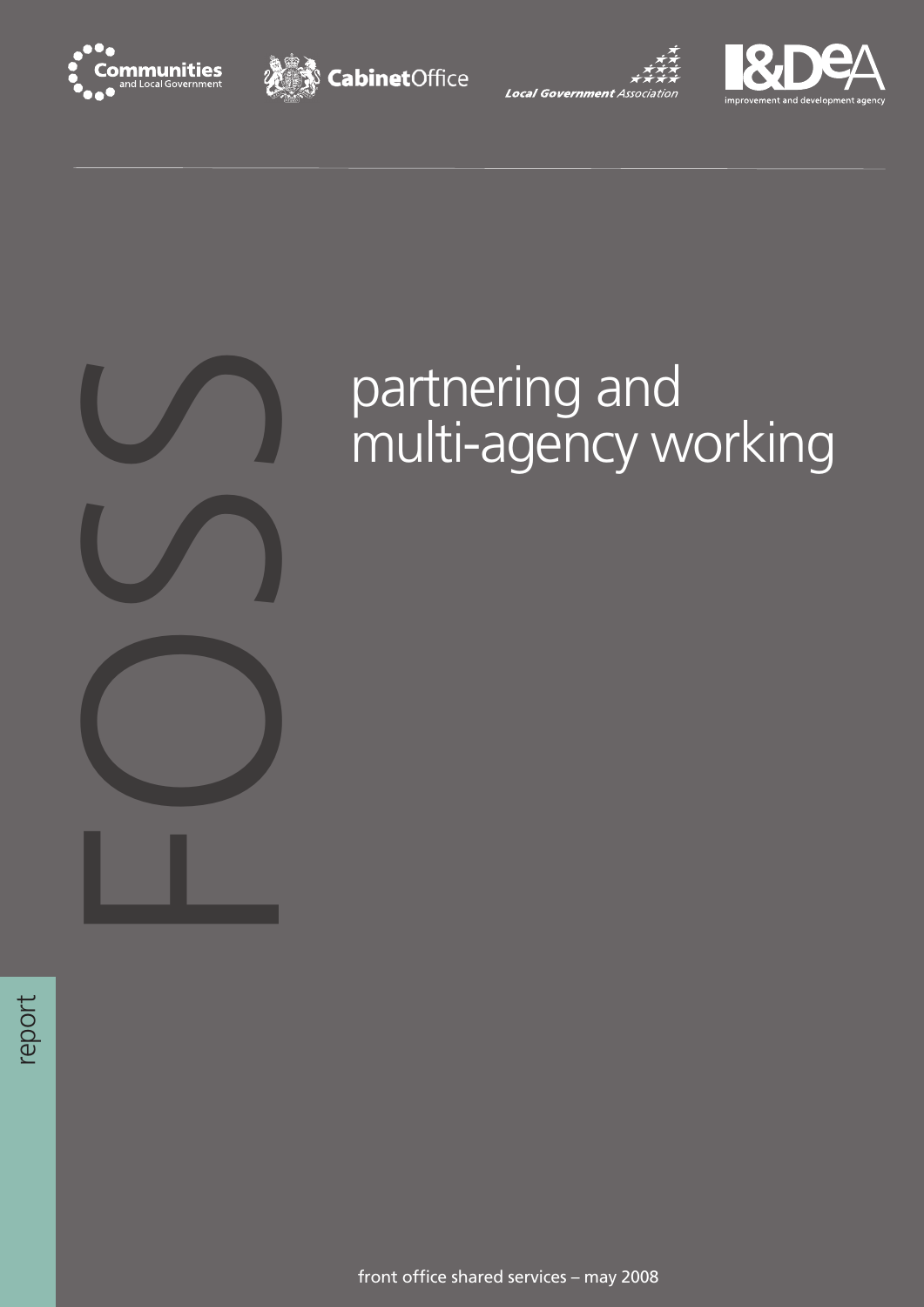Communities and Local Government

CabinetOffice

Local Government Association

I&DeA improvement and development agency

FOSS

# partnering and multi-agency working

report

front office shared services – may 2008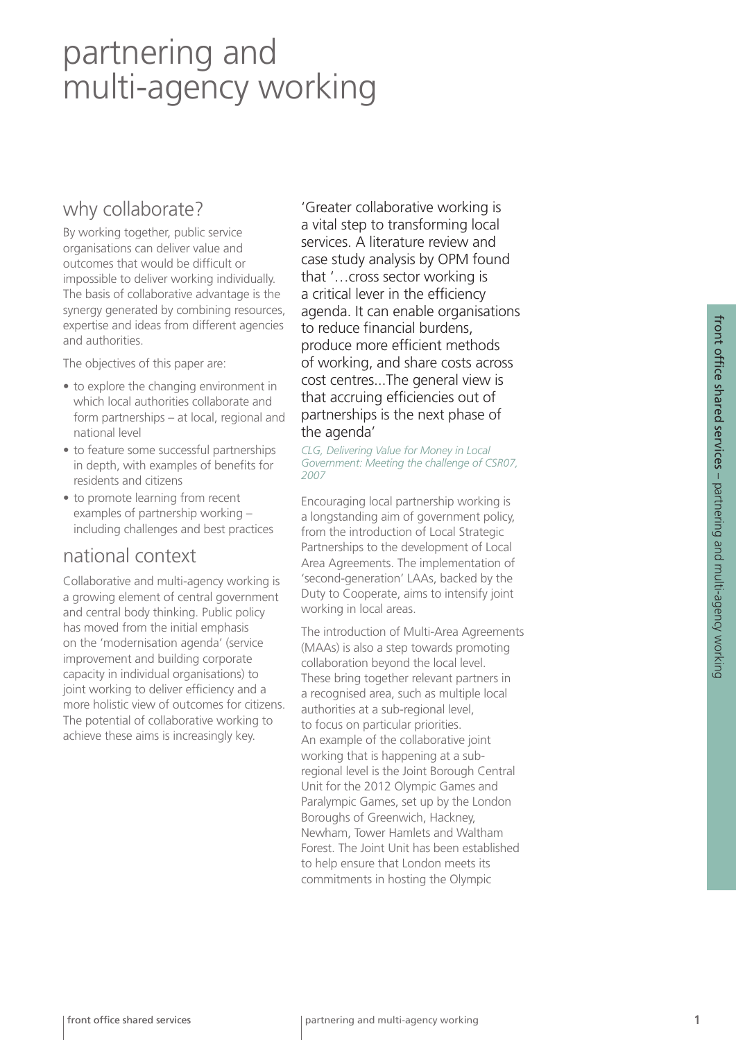# partnering and multi-agency working

## why collaborate?

By working together, public service organisations can deliver value and outcomes that would be difficult or impossible to deliver working individually. The basis of collaborative advantage is the synergy generated by combining resources, expertise and ideas from different agencies and authorities.

The objectives of this paper are:

- to explore the changing environment in which local authorities collaborate and form partnerships – at local, regional and national level
- to feature some successful partnerships in depth, with examples of benefits for residents and citizens
- to promote learning from recent examples of partnership working – including challenges and best practices

## national context

Collaborative and multi-agency working is a growing element of central government and central body thinking. Public policy has moved from the initial emphasis on the 'modernisation agenda' (service improvement and building corporate capacity in individual organisations) to joint working to deliver efficiency and a more holistic view of outcomes for citizens. The potential of collaborative working to achieve these aims is increasingly key.

'Greater collaborative working is a vital step to transforming local services. A literature review and case study analysis by OPM found that '…cross sector working is a critical lever in the efficiency agenda. It can enable organisations to reduce financial burdens, produce more efficient methods of working, and share costs across cost centres...The general view is that accruing efficiencies out of partnerships is the next phase of the agenda'

*CLG, Delivering Value for Money in Local Government: Meeting the challenge of CSR07, 2007*

Encouraging local partnership working is a longstanding aim of government policy, from the introduction of Local Strategic Partnerships to the development of Local Area Agreements. The implementation of 'second-generation' LAAs, backed by the Duty to Cooperate, aims to intensify joint working in local areas.

The introduction of Multi-Area Agreements (MAAs) is also a step towards promoting collaboration beyond the local level. These bring together relevant partners in a recognised area, such as multiple local authorities at a sub-regional level, to focus on particular priorities. An example of the collaborative joint working that is happening at a sub-regional level is the Joint Borough Central Unit for the 2012 Olympic Games and Paralympic Games, set up by the London Boroughs of Greenwich, Hackney, Newham, Tower Hamlets and Waltham Forest. The Joint Unit has been established to help ensure that London meets its commitments in hosting the Olympic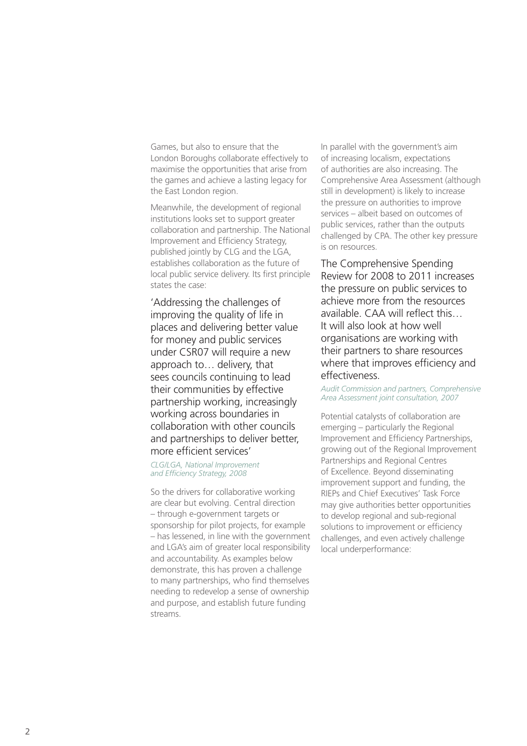Games, but also to ensure that the London Boroughs collaborate effectively to maximise the opportunities that arise from the games and achieve a lasting legacy for the East London region.

Meanwhile, the development of regional institutions looks set to support greater collaboration and partnership. The National Improvement and Efficiency Strategy, published jointly by CLG and the LGA, establishes collaboration as the future of local public service delivery. Its first principle states the case:

> 'Addressing the challenges of improving the quality of life in places and delivering better value for money and public services under CSR07 will require a new approach to… delivery, that sees councils continuing to lead their communities by effective partnership working, increasingly working across boundaries in collaboration with other councils and partnerships to deliver better, more efficient services'
>
> *CLG/LGA, National Improvement and Efficiency Strategy, 2008*

So the drivers for collaborative working are clear but evolving. Central direction – through e-government targets or sponsorship for pilot projects, for example – has lessened, in line with the government and LGA's aim of greater local responsibility and accountability. As examples below demonstrate, this has proven a challenge to many partnerships, who find themselves needing to redevelop a sense of ownership and purpose, and establish future funding streams.

In parallel with the government's aim of increasing localism, expectations of authorities are also increasing. The Comprehensive Area Assessment (although still in development) is likely to increase the pressure on authorities to improve services – albeit based on outcomes of public services, rather than the outputs challenged by CPA. The other key pressure is on resources.

> The Comprehensive Spending Review for 2008 to 2011 increases the pressure on public services to achieve more from the resources available. CAA will reflect this… It will also look at how well organisations are working with their partners to share resources where that improves efficiency and effectiveness.
>
> *Audit Commission and partners, Comprehensive Area Assessment joint consultation, 2007*

Potential catalysts of collaboration are emerging – particularly the Regional Improvement and Efficiency Partnerships, growing out of the Regional Improvement Partnerships and Regional Centres of Excellence. Beyond disseminating improvement support and funding, the RIEPs and Chief Executives' Task Force may give authorities better opportunities to develop regional and sub-regional solutions to improvement or efficiency challenges, and even actively challenge local underperformance: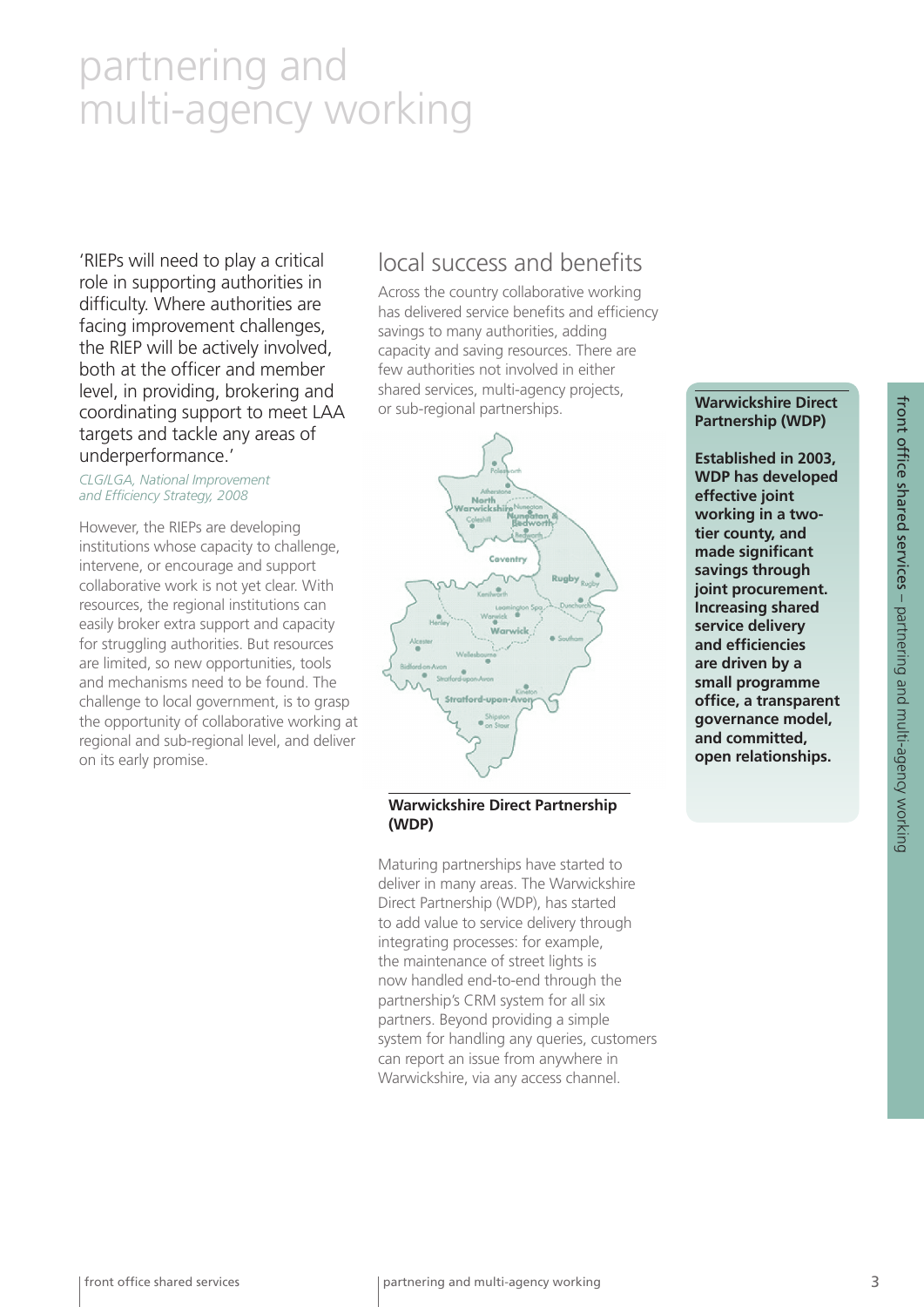# partnering and multi-agency working

'RIEPs will need to play a critical role in supporting authorities in difficulty. Where authorities are facing improvement challenges, the RIEP will be actively involved, both at the officer and member level, in providing, brokering and coordinating support to meet LAA targets and tackle any areas of underperformance.'

*CLG/LGA, National Improvement and Efficiency Strategy, 2008*

However, the RIEPs are developing institutions whose capacity to challenge, intervene, or encourage and support collaborative work is not yet clear. With resources, the regional institutions can easily broker extra support and capacity for struggling authorities. But resources are limited, so new opportunities, tools and mechanisms need to be found. The challenge to local government, is to grasp the opportunity of collaborative working at regional and sub-regional level, and deliver on its early promise.

## local success and benefits

Across the country collaborative working has delivered service benefits and efficiency savings to many authorities, adding capacity and saving resources. There are few authorities not involved in either shared services, multi-agency projects, or sub-regional partnerships.

**Warwickshire Direct Partnership (WDP)**

Maturing partnerships have started to deliver in many areas. The Warwickshire Direct Partnership (WDP), has started to add value to service delivery through integrating processes: for example, the maintenance of street lights is now handled end-to-end through the partnership's CRM system for all six partners. Beyond providing a simple system for handling any queries, customers can report an issue from anywhere in Warwickshire, via any access channel.

**Warwickshire Direct Partnership (WDP)**

**Established in 2003, WDP has developed effective joint working in a two-tier county, and made significant savings through joint procurement. Increasing shared service delivery and efficiencies are driven by a small programme office, a transparent governance model, and committed, open relationships.**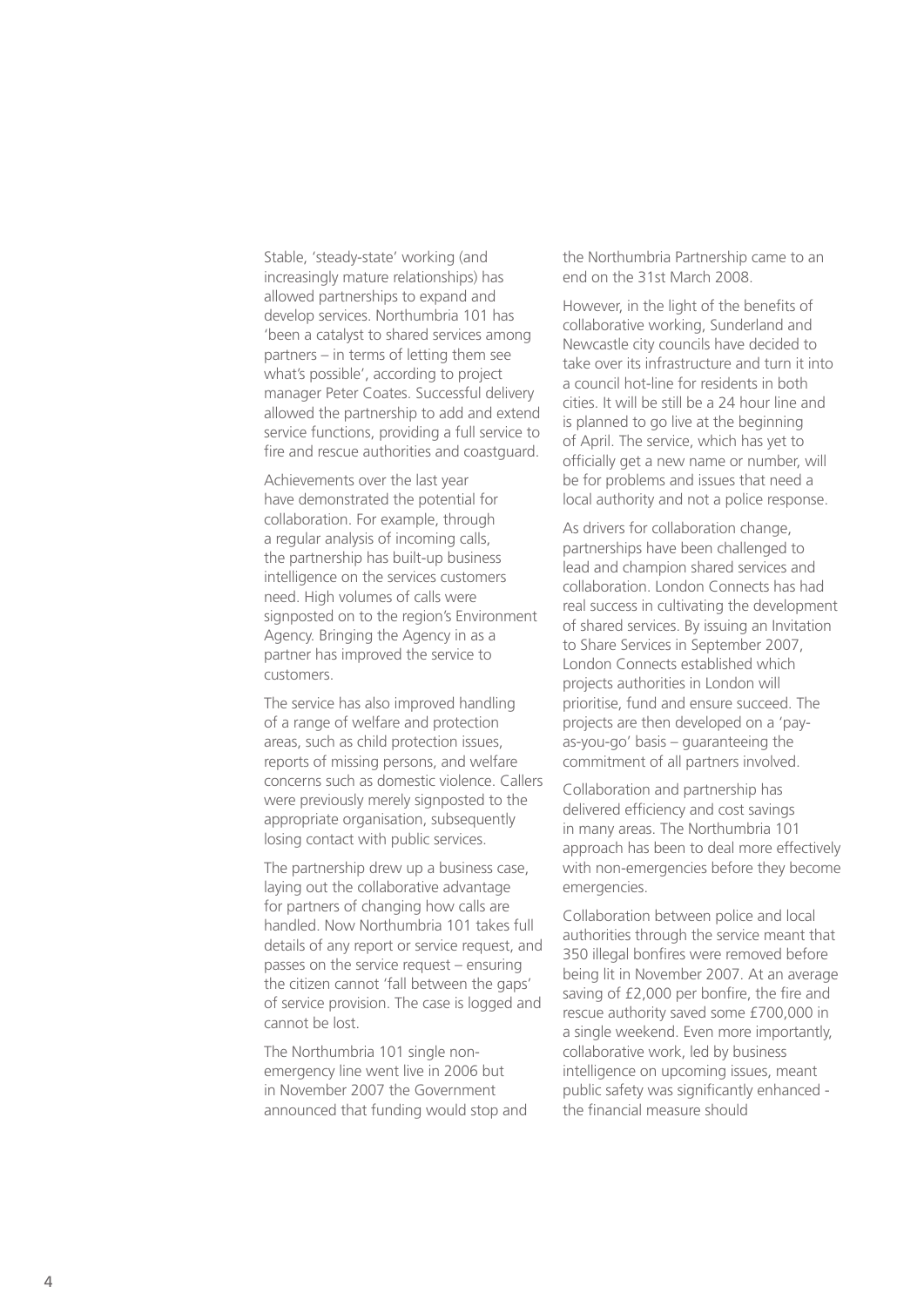Stable, 'steady-state' working (and increasingly mature relationships) has allowed partnerships to expand and develop services. Northumbria 101 has 'been a catalyst to shared services among partners – in terms of letting them see what's possible', according to project manager Peter Coates. Successful delivery allowed the partnership to add and extend service functions, providing a full service to fire and rescue authorities and coastguard.

Achievements over the last year have demonstrated the potential for collaboration. For example, through a regular analysis of incoming calls, the partnership has built-up business intelligence on the services customers need. High volumes of calls were signposted on to the region's Environment Agency. Bringing the Agency in as a partner has improved the service to customers.

The service has also improved handling of a range of welfare and protection areas, such as child protection issues, reports of missing persons, and welfare concerns such as domestic violence. Callers were previously merely signposted to the appropriate organisation, subsequently losing contact with public services.

The partnership drew up a business case, laying out the collaborative advantage for partners of changing how calls are handled. Now Northumbria 101 takes full details of any report or service request, and passes on the service request – ensuring the citizen cannot 'fall between the gaps' of service provision. The case is logged and cannot be lost.

The Northumbria 101 single non-emergency line went live in 2006 but in November 2007 the Government announced that funding would stop and the Northumbria Partnership came to an end on the 31st March 2008.

However, in the light of the benefits of collaborative working, Sunderland and Newcastle city councils have decided to take over its infrastructure and turn it into a council hot-line for residents in both cities. It will be still be a 24 hour line and is planned to go live at the beginning of April. The service, which has yet to officially get a new name or number, will be for problems and issues that need a local authority and not a police response.

As drivers for collaboration change, partnerships have been challenged to lead and champion shared services and collaboration. London Connects has had real success in cultivating the development of shared services. By issuing an Invitation to Share Services in September 2007, London Connects established which projects authorities in London will prioritise, fund and ensure succeed. The projects are then developed on a 'pay-as-you-go' basis – guaranteeing the commitment of all partners involved.

Collaboration and partnership has delivered efficiency and cost savings in many areas. The Northumbria 101 approach has been to deal more effectively with non-emergencies before they become emergencies.

Collaboration between police and local authorities through the service meant that 350 illegal bonfires were removed before being lit in November 2007. At an average saving of £2,000 per bonfire, the fire and rescue authority saved some £700,000 in a single weekend. Even more importantly, collaborative work, led by business intelligence on upcoming issues, meant public safety was significantly enhanced - the financial measure should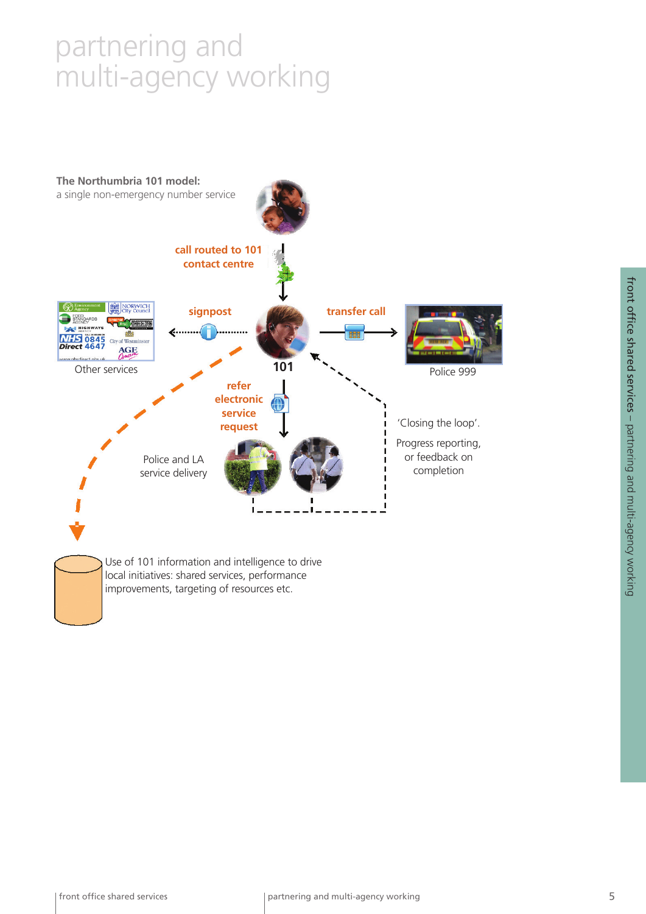# partnering and multi-agency working

**The Northumbria 101 model:**
a single non-emergency number service

call routed to 101 contact centre

signpost

transfer call

Other services

101

Police 999

refer electronic service request

'Closing the loop'.

Progress reporting, or feedback on completion

Police and LA service delivery

Use of 101 information and intelligence to drive local initiatives: shared services, performance improvements, targeting of resources etc.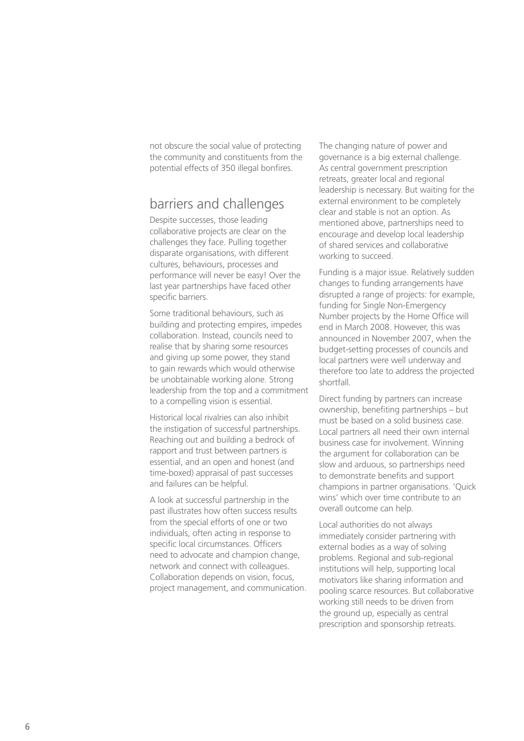not obscure the social value of protecting the community and constituents from the potential effects of 350 illegal bonfires.

## barriers and challenges

Despite successes, those leading collaborative projects are clear on the challenges they face. Pulling together disparate organisations, with different cultures, behaviours, processes and performance will never be easy! Over the last year partnerships have faced other specific barriers.

Some traditional behaviours, such as building and protecting empires, impedes collaboration. Instead, councils need to realise that by sharing some resources and giving up some power, they stand to gain rewards which would otherwise be unobtainable working alone. Strong leadership from the top and a commitment to a compelling vision is essential.

Historical local rivalries can also inhibit the instigation of successful partnerships. Reaching out and building a bedrock of rapport and trust between partners is essential, and an open and honest (and time-boxed) appraisal of past successes and failures can be helpful.

A look at successful partnership in the past illustrates how often success results from the special efforts of one or two individuals, often acting in response to specific local circumstances. Officers need to advocate and champion change, network and connect with colleagues. Collaboration depends on vision, focus, project management, and communication.

The changing nature of power and governance is a big external challenge. As central government prescription retreats, greater local and regional leadership is necessary. But waiting for the external environment to be completely clear and stable is not an option. As mentioned above, partnerships need to encourage and develop local leadership of shared services and collaborative working to succeed.

Funding is a major issue. Relatively sudden changes to funding arrangements have disrupted a range of projects: for example, funding for Single Non-Emergency Number projects by the Home Office will end in March 2008. However, this was announced in November 2007, when the budget-setting processes of councils and local partners were well underway and therefore too late to address the projected shortfall.

Direct funding by partners can increase ownership, benefiting partnerships – but must be based on a solid business case. Local partners all need their own internal business case for involvement. Winning the argument for collaboration can be slow and arduous, so partnerships need to demonstrate benefits and support champions in partner organisations. 'Quick wins' which over time contribute to an overall outcome can help.

Local authorities do not always immediately consider partnering with external bodies as a way of solving problems. Regional and sub-regional institutions will help, supporting local motivators like sharing information and pooling scarce resources. But collaborative working still needs to be driven from the ground up, especially as central prescription and sponsorship retreats.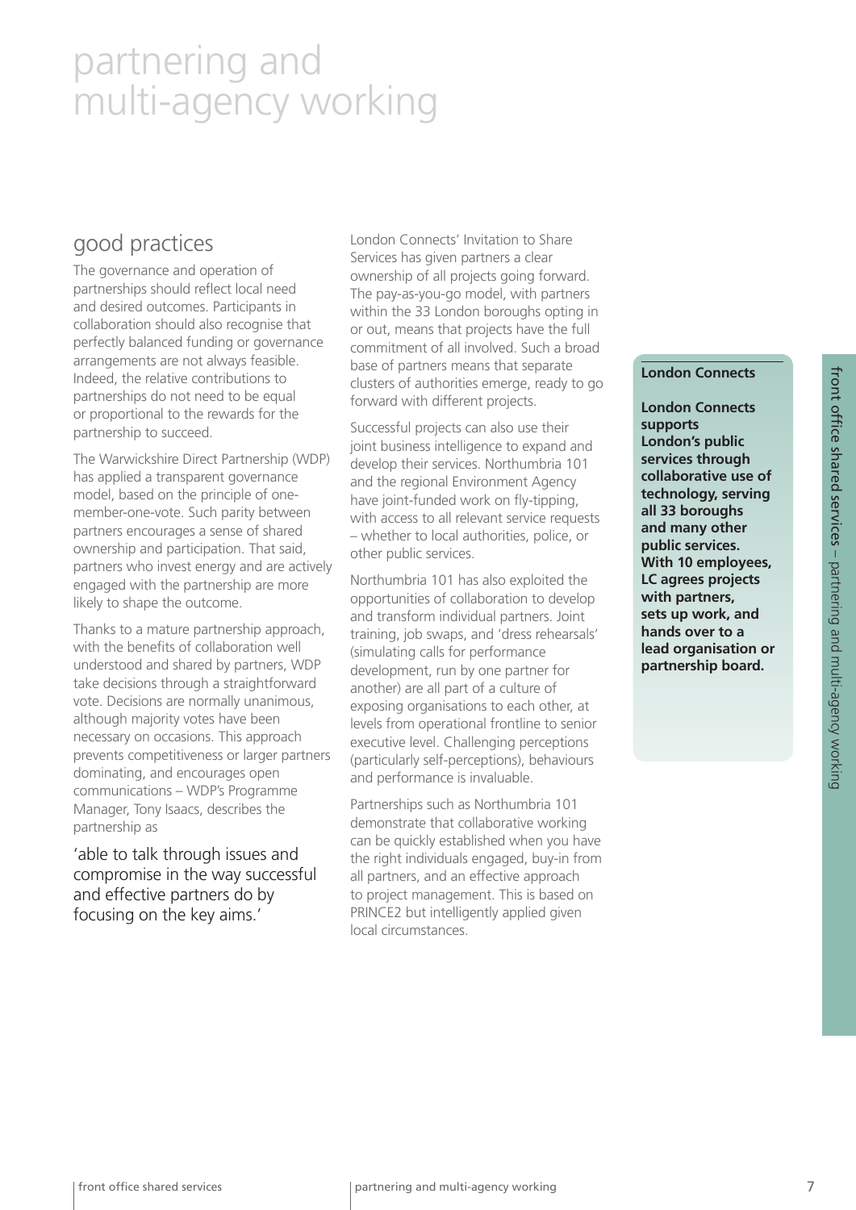# partnering and multi-agency working

## good practices

The governance and operation of partnerships should reflect local need and desired outcomes. Participants in collaboration should also recognise that perfectly balanced funding or governance arrangements are not always feasible. Indeed, the relative contributions to partnerships do not need to be equal or proportional to the rewards for the partnership to succeed.

The Warwickshire Direct Partnership (WDP) has applied a transparent governance model, based on the principle of one-member-one-vote. Such parity between partners encourages a sense of shared ownership and participation. That said, partners who invest energy and are actively engaged with the partnership are more likely to shape the outcome.

Thanks to a mature partnership approach, with the benefits of collaboration well understood and shared by partners, WDP take decisions through a straightforward vote. Decisions are normally unanimous, although majority votes have been necessary on occasions. This approach prevents competitiveness or larger partners dominating, and encourages open communications – WDP's Programme Manager, Tony Isaacs, describes the partnership as

> 'able to talk through issues and compromise in the way successful and effective partners do by focusing on the key aims.'

London Connects' Invitation to Share Services has given partners a clear ownership of all projects going forward. The pay-as-you-go model, with partners within the 33 London boroughs opting in or out, means that projects have the full commitment of all involved. Such a broad base of partners means that separate clusters of authorities emerge, ready to go forward with different projects.

Successful projects can also use their joint business intelligence to expand and develop their services. Northumbria 101 and the regional Environment Agency have joint-funded work on fly-tipping, with access to all relevant service requests – whether to local authorities, police, or other public services.

Northumbria 101 has also exploited the opportunities of collaboration to develop and transform individual partners. Joint training, job swaps, and 'dress rehearsals' (simulating calls for performance development, run by one partner for another) are all part of a culture of exposing organisations to each other, at levels from operational frontline to senior executive level. Challenging perceptions (particularly self-perceptions), behaviours and performance is invaluable.

Partnerships such as Northumbria 101 demonstrate that collaborative working can be quickly established when you have the right individuals engaged, buy-in from all partners, and an effective approach to project management. This is based on PRINCE2 but intelligently applied given local circumstances.

**London Connects**

**London Connects supports London's public services through collaborative use of technology, serving all 33 boroughs and many other public services. With 10 employees, LC agrees projects with partners, sets up work, and hands over to a lead organisation or partnership board.**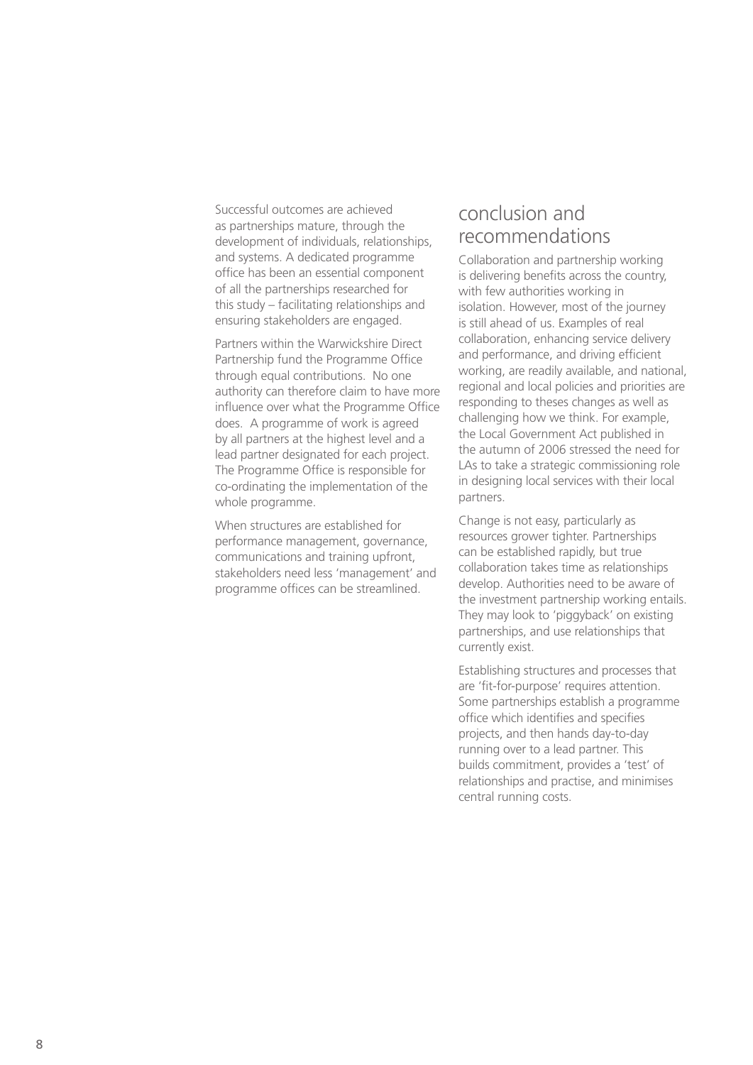Successful outcomes are achieved as partnerships mature, through the development of individuals, relationships, and systems. A dedicated programme office has been an essential component of all the partnerships researched for this study – facilitating relationships and ensuring stakeholders are engaged.

Partners within the Warwickshire Direct Partnership fund the Programme Office through equal contributions. No one authority can therefore claim to have more influence over what the Programme Office does. A programme of work is agreed by all partners at the highest level and a lead partner designated for each project. The Programme Office is responsible for co-ordinating the implementation of the whole programme.

When structures are established for performance management, governance, communications and training upfront, stakeholders need less 'management' and programme offices can be streamlined.

## conclusion and recommendations

Collaboration and partnership working is delivering benefits across the country, with few authorities working in isolation. However, most of the journey is still ahead of us. Examples of real collaboration, enhancing service delivery and performance, and driving efficient working, are readily available, and national, regional and local policies and priorities are responding to theses changes as well as challenging how we think. For example, the Local Government Act published in the autumn of 2006 stressed the need for LAs to take a strategic commissioning role in designing local services with their local partners.

Change is not easy, particularly as resources grower tighter. Partnerships can be established rapidly, but true collaboration takes time as relationships develop. Authorities need to be aware of the investment partnership working entails. They may look to 'piggyback' on existing partnerships, and use relationships that currently exist.

Establishing structures and processes that are 'fit-for-purpose' requires attention. Some partnerships establish a programme office which identifies and specifies projects, and then hands day-to-day running over to a lead partner. This builds commitment, provides a 'test' of relationships and practise, and minimises central running costs.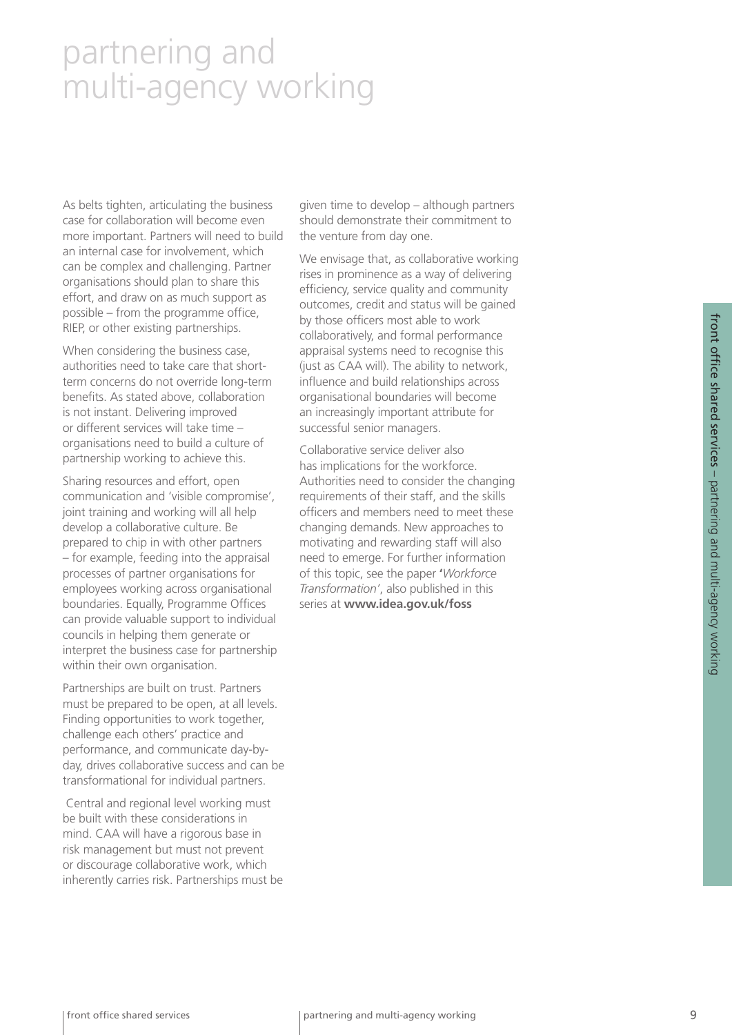# partnering and multi-agency working

As belts tighten, articulating the business case for collaboration will become even more important. Partners will need to build an internal case for involvement, which can be complex and challenging. Partner organisations should plan to share this effort, and draw on as much support as possible – from the programme office, RIEP, or other existing partnerships.

When considering the business case, authorities need to take care that short-term concerns do not override long-term benefits. As stated above, collaboration is not instant. Delivering improved or different services will take time – organisations need to build a culture of partnership working to achieve this.

Sharing resources and effort, open communication and 'visible compromise', joint training and working will all help develop a collaborative culture. Be prepared to chip in with other partners – for example, feeding into the appraisal processes of partner organisations for employees working across organisational boundaries. Equally, Programme Offices can provide valuable support to individual councils in helping them generate or interpret the business case for partnership within their own organisation.

Partnerships are built on trust. Partners must be prepared to be open, at all levels. Finding opportunities to work together, challenge each others' practice and performance, and communicate day-by-day, drives collaborative success and can be transformational for individual partners.

Central and regional level working must be built with these considerations in mind. CAA will have a rigorous base in risk management but must not prevent or discourage collaborative work, which inherently carries risk. Partnerships must be given time to develop – although partners should demonstrate their commitment to the venture from day one.

We envisage that, as collaborative working rises in prominence as a way of delivering efficiency, service quality and community outcomes, credit and status will be gained by those officers most able to work collaboratively, and formal performance appraisal systems need to recognise this (just as CAA will). The ability to network, influence and build relationships across organisational boundaries will become an increasingly important attribute for successful senior managers.

Collaborative service deliver also has implications for the workforce. Authorities need to consider the changing requirements of their staff, and the skills officers and members need to meet these changing demands. New approaches to motivating and rewarding staff will also need to emerge. For further information of this topic, see the paper '*Workforce Transformation*', also published in this series at **www.idea.gov.uk/foss**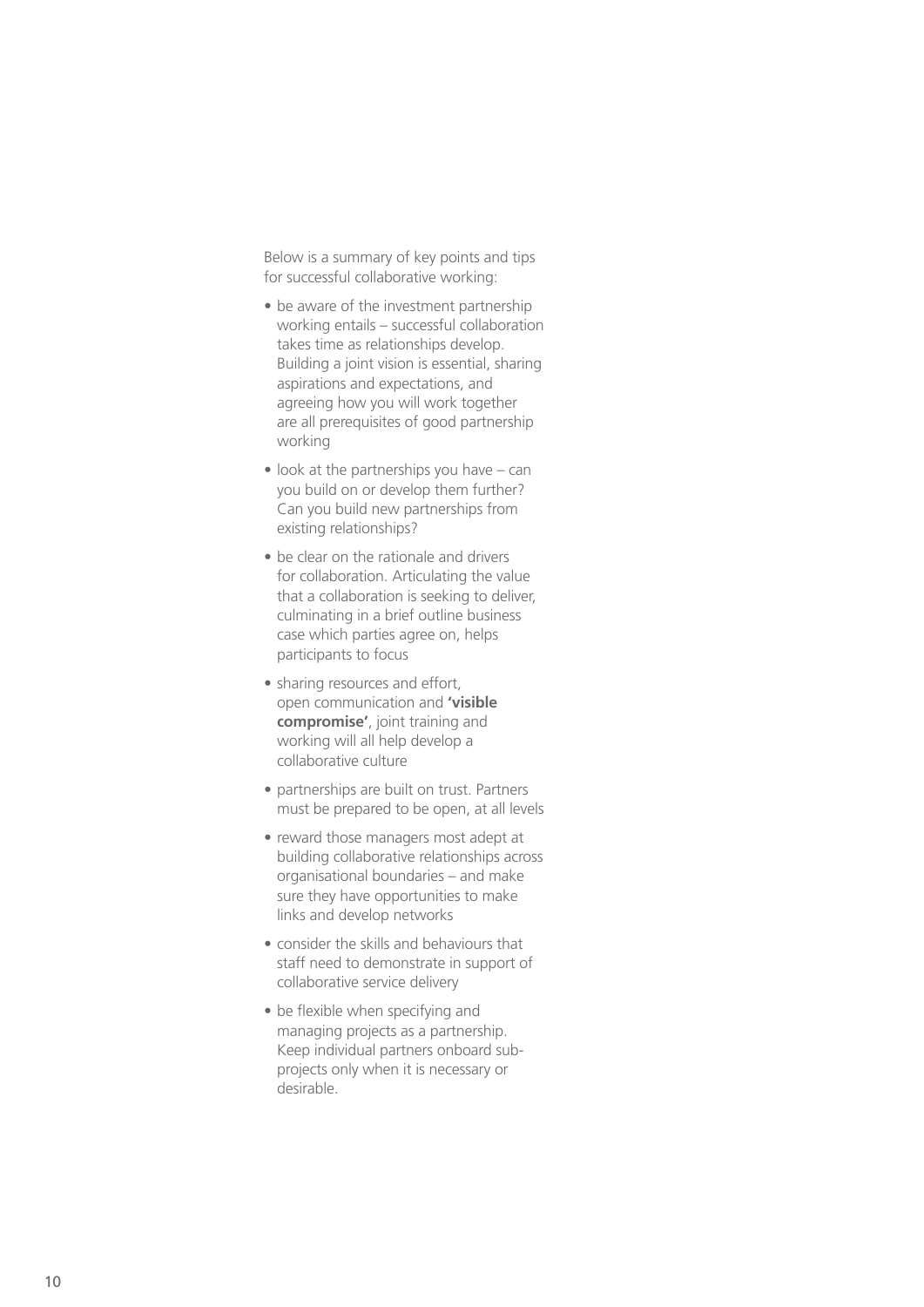Below is a summary of key points and tips for successful collaborative working:

- be aware of the investment partnership working entails – successful collaboration takes time as relationships develop. Building a joint vision is essential, sharing aspirations and expectations, and agreeing how you will work together are all prerequisites of good partnership working
- look at the partnerships you have – can you build on or develop them further? Can you build new partnerships from existing relationships?
- be clear on the rationale and drivers for collaboration. Articulating the value that a collaboration is seeking to deliver, culminating in a brief outline business case which parties agree on, helps participants to focus
- sharing resources and effort, open communication and **'visible compromise'**, joint training and working will all help develop a collaborative culture
- partnerships are built on trust. Partners must be prepared to be open, at all levels
- reward those managers most adept at building collaborative relationships across organisational boundaries – and make sure they have opportunities to make links and develop networks
- consider the skills and behaviours that staff need to demonstrate in support of collaborative service delivery
- be flexible when specifying and managing projects as a partnership. Keep individual partners onboard sub-projects only when it is necessary or desirable.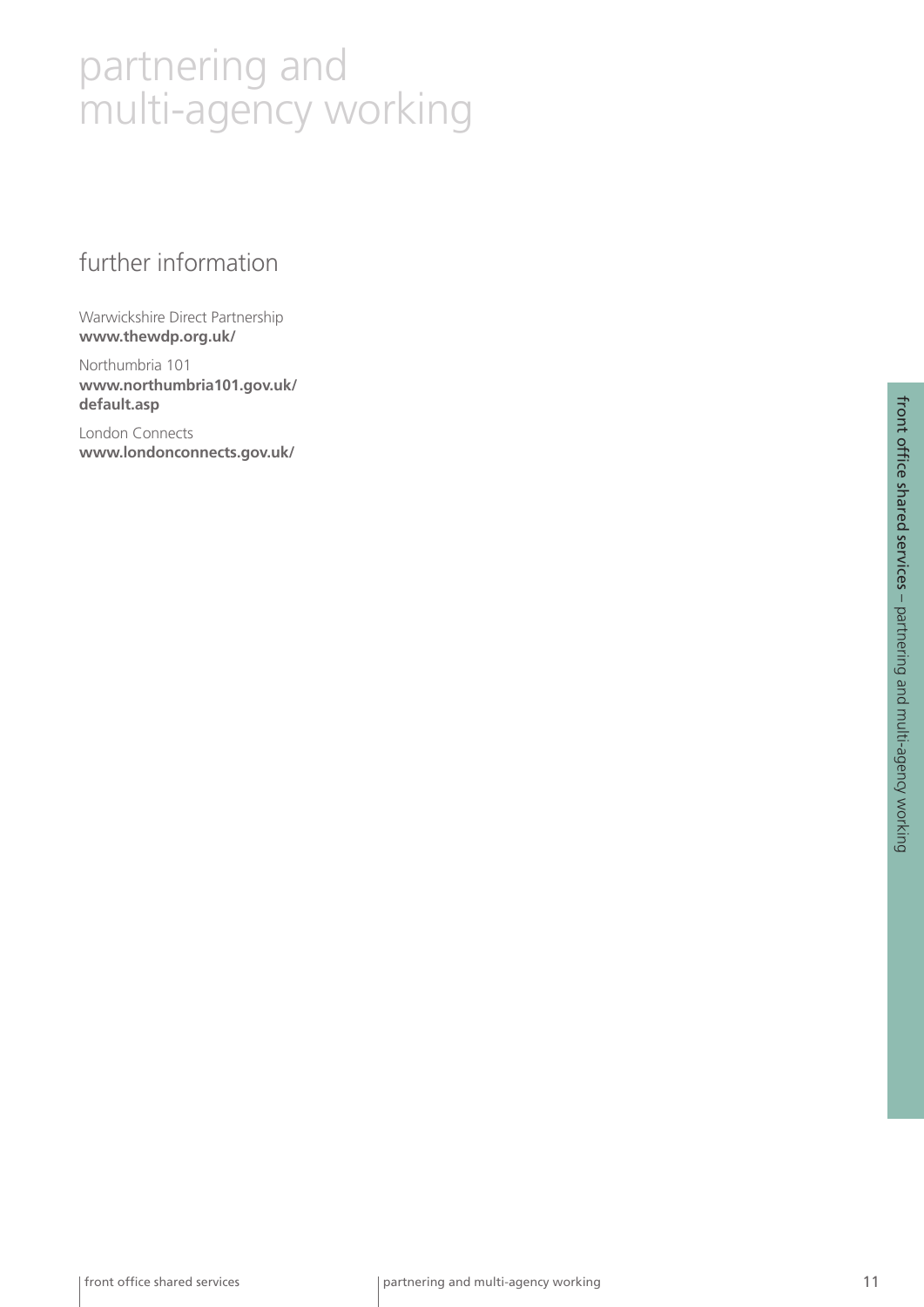# partnering and multi-agency working

## further information

Warwickshire Direct Partnership
**www.thewdp.org.uk/**

Northumbria 101
**www.northumbria101.gov.uk/default.asp**

London Connects
**www.londonconnects.gov.uk/**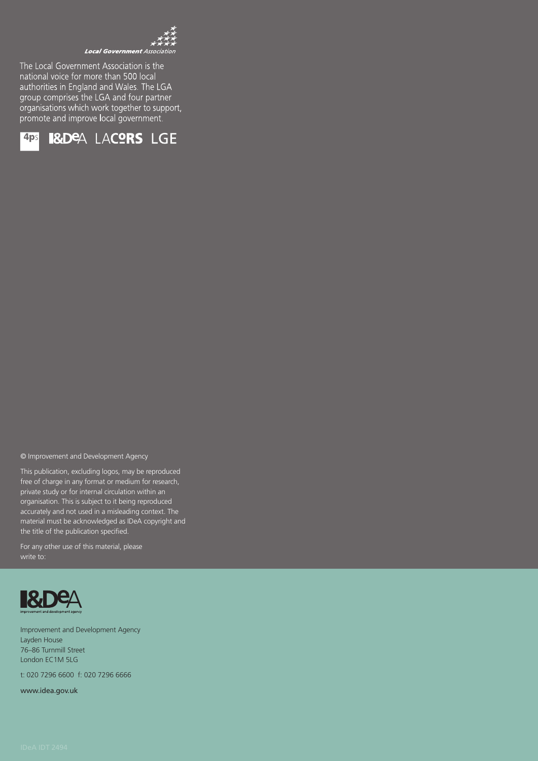Local Government Association

The Local Government Association is the national voice for more than 500 local authorities in England and Wales. The LGA group comprises the LGA and four partner organisations which work together to support, promote and improve local government.

4ps I&DeA LACoRS LGE

© Improvement and Development Agency

This publication, excluding logos, may be reproduced free of charge in any format or medium for research, private study or for internal circulation within an organisation. This is subject to it being reproduced accurately and not used in a misleading context. The material must be acknowledged as IDeA copyright and the title of the publication specified.

For any other use of this material, please write to:

I&DeA
improvement and development agency

Improvement and Development Agency
Layden House
76–86 Turnmill Street
London EC1M 5LG

t: 020 7296 6600 f: 020 7296 6666

www.idea.gov.uk

IDeA IDT 2494